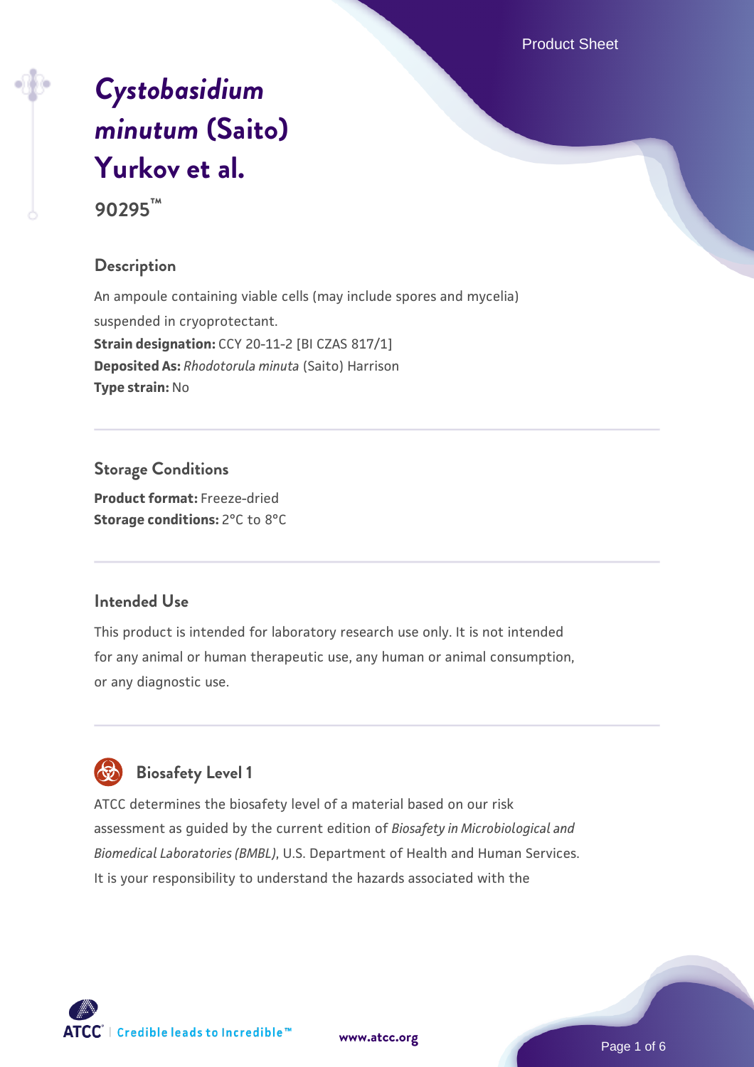# *Cystobasidium minutum* (Saito) Yurkov et al.

**90295™**

## Description

An ampoule containing viable cells (may include spores and mycelia) suspended in cryoprotectant.

**Strain designation:** CCY 20-11-2 [BI CZAS 817/1]

**Deposited As:** *Rhodotorula minuta* (Saito) Harrison

**Type strain:** No

## Storage Conditions

**Product format:** Freeze-dried

**Storage conditions:** 2°C to 8°C

## Intended Use

This product is intended for laboratory research use only. It is not intended for any animal or human therapeutic use, any human or animal consumption, or any diagnostic use.

## Biosafety Level 1

ATCC determines the biosafety level of a material based on our risk assessment as guided by the current edition of *Biosafety in Microbiological and Biomedical Laboratories (BMBL)*, U.S. Department of Health and Human Services. It is your responsibility to understand the hazards associated with the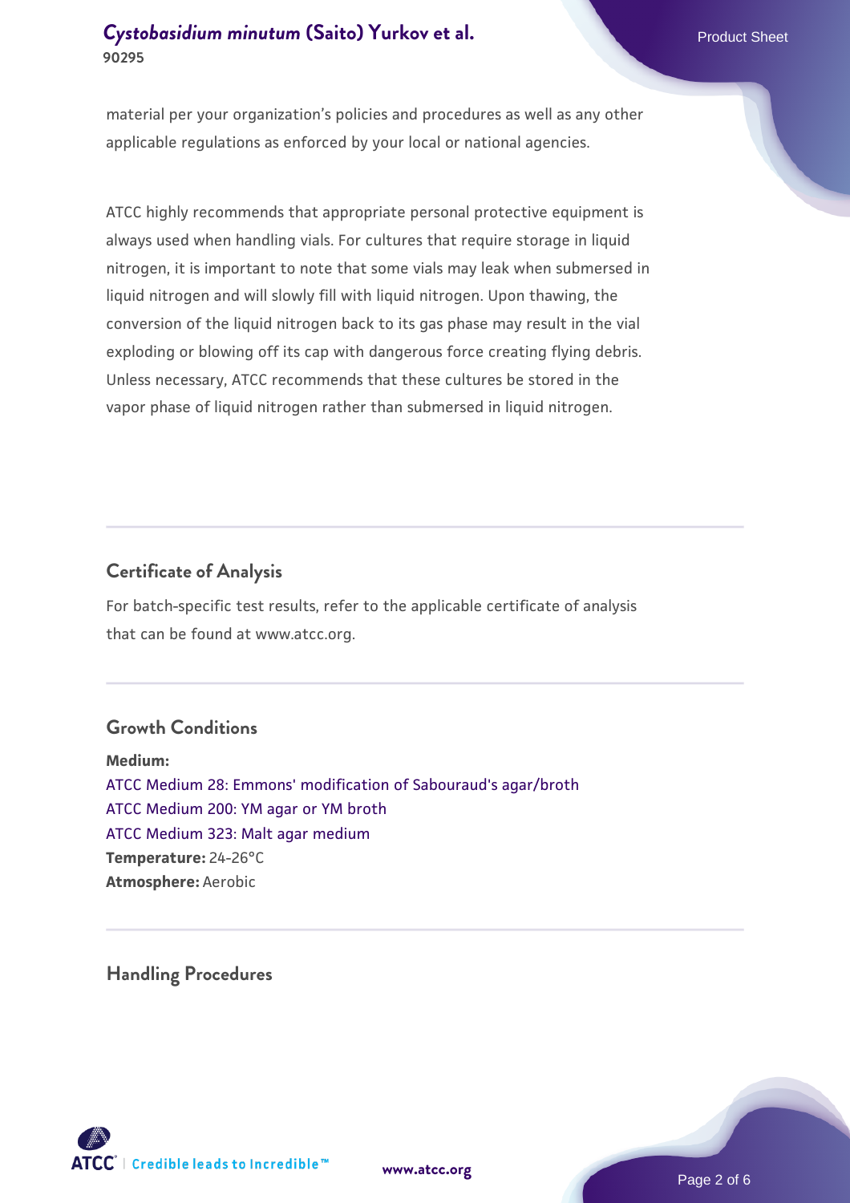material per your organization's policies and procedures as well as any other applicable regulations as enforced by your local or national agencies.

ATCC highly recommends that appropriate personal protective equipment is always used when handling vials. For cultures that require storage in liquid nitrogen, it is important to note that some vials may leak when submersed in liquid nitrogen and will slowly fill with liquid nitrogen. Upon thawing, the conversion of the liquid nitrogen back to its gas phase may result in the vial exploding or blowing off its cap with dangerous force creating flying debris. Unless necessary, ATCC recommends that these cultures be stored in the vapor phase of liquid nitrogen rather than submersed in liquid nitrogen.

## Certificate of Analysis

For batch-specific test results, refer to the applicable certificate of analysis that can be found at www.atcc.org.

## Growth Conditions

**Medium:**
ATCC Medium 28: Emmons' modification of Sabouraud's agar/broth
ATCC Medium 200: YM agar or YM broth
ATCC Medium 323: Malt agar medium
**Temperature:** 24-26°C
**Atmosphere:** Aerobic

## Handling Procedures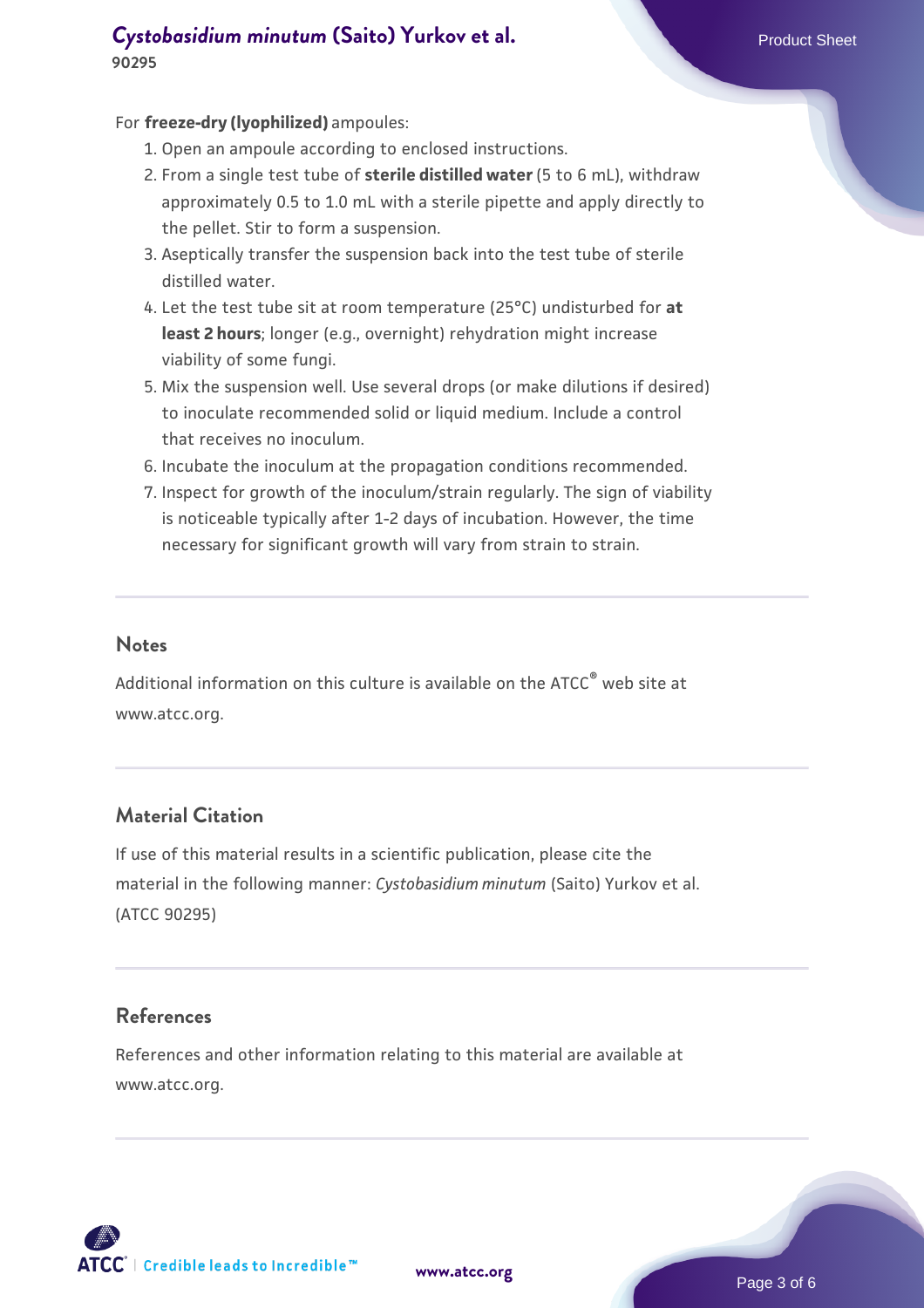For **freeze-dry (lyophilized)** ampoules:

1. Open an ampoule according to enclosed instructions.
2. From a single test tube of **sterile distilled water** (5 to 6 mL), withdraw approximately 0.5 to 1.0 mL with a sterile pipette and apply directly to the pellet. Stir to form a suspension.
3. Aseptically transfer the suspension back into the test tube of sterile distilled water.
4. Let the test tube sit at room temperature (25°C) undisturbed for **at least 2 hours**; longer (e.g., overnight) rehydration might increase viability of some fungi.
5. Mix the suspension well. Use several drops (or make dilutions if desired) to inoculate recommended solid or liquid medium. Include a control that receives no inoculum.
6. Incubate the inoculum at the propagation conditions recommended.
7. Inspect for growth of the inoculum/strain regularly. The sign of viability is noticeable typically after 1-2 days of incubation. However, the time necessary for significant growth will vary from strain to strain.

## Notes

Additional information on this culture is available on the ATCC® web site at www.atcc.org.

## Material Citation

If use of this material results in a scientific publication, please cite the material in the following manner: *Cystobasidium minutum* (Saito) Yurkov et al. (ATCC 90295)

## References

References and other information relating to this material are available at www.atcc.org.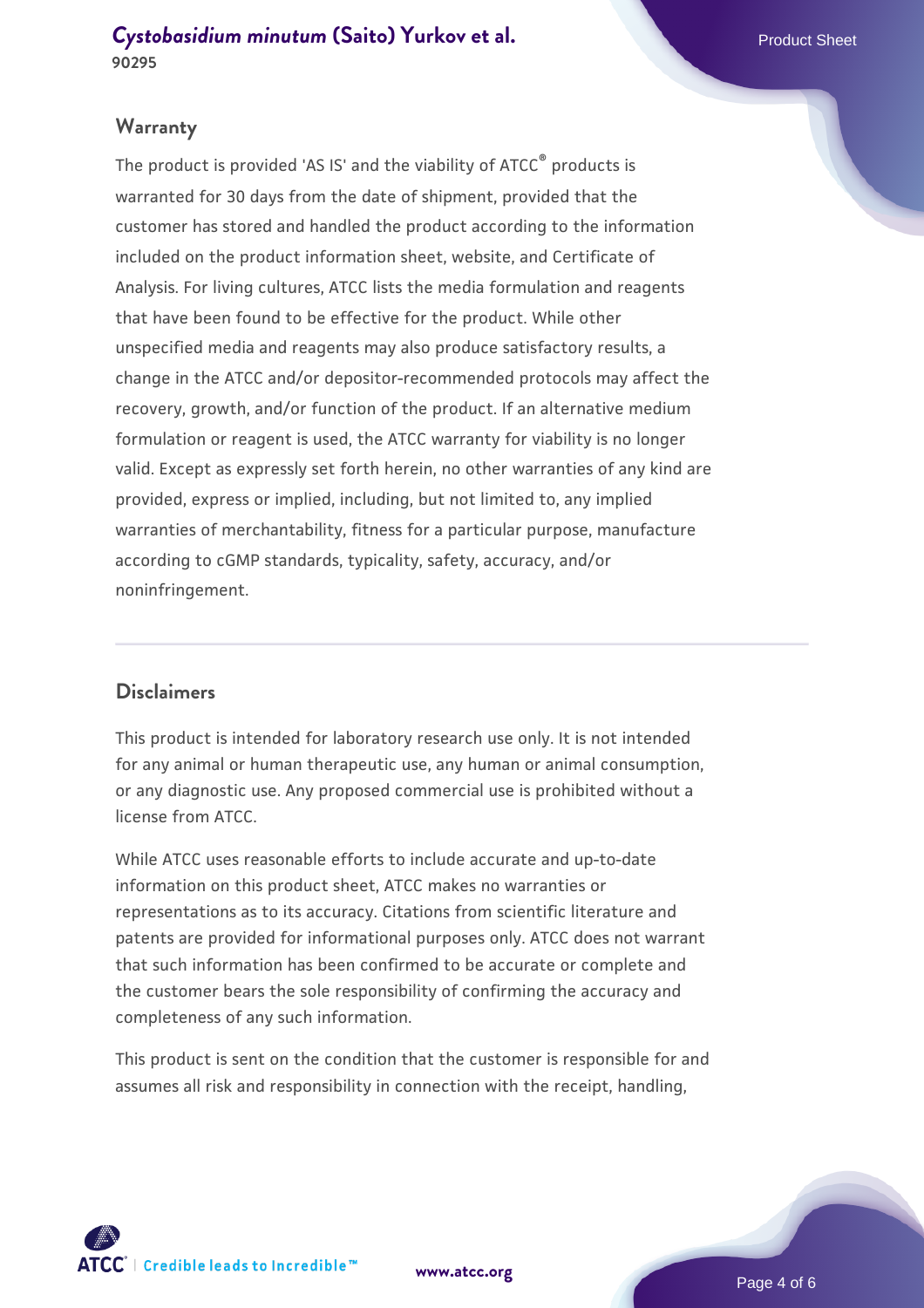## Warranty

The product is provided 'AS IS' and the viability of ATCC® products is warranted for 30 days from the date of shipment, provided that the customer has stored and handled the product according to the information included on the product information sheet, website, and Certificate of Analysis. For living cultures, ATCC lists the media formulation and reagents that have been found to be effective for the product. While other unspecified media and reagents may also produce satisfactory results, a change in the ATCC and/or depositor-recommended protocols may affect the recovery, growth, and/or function of the product. If an alternative medium formulation or reagent is used, the ATCC warranty for viability is no longer valid. Except as expressly set forth herein, no other warranties of any kind are provided, express or implied, including, but not limited to, any implied warranties of merchantability, fitness for a particular purpose, manufacture according to cGMP standards, typicality, safety, accuracy, and/or noninfringement.

## Disclaimers

This product is intended for laboratory research use only. It is not intended for any animal or human therapeutic use, any human or animal consumption, or any diagnostic use. Any proposed commercial use is prohibited without a license from ATCC.

While ATCC uses reasonable efforts to include accurate and up-to-date information on this product sheet, ATCC makes no warranties or representations as to its accuracy. Citations from scientific literature and patents are provided for informational purposes only. ATCC does not warrant that such information has been confirmed to be accurate or complete and the customer bears the sole responsibility of confirming the accuracy and completeness of any such information.

This product is sent on the condition that the customer is responsible for and assumes all risk and responsibility in connection with the receipt, handling,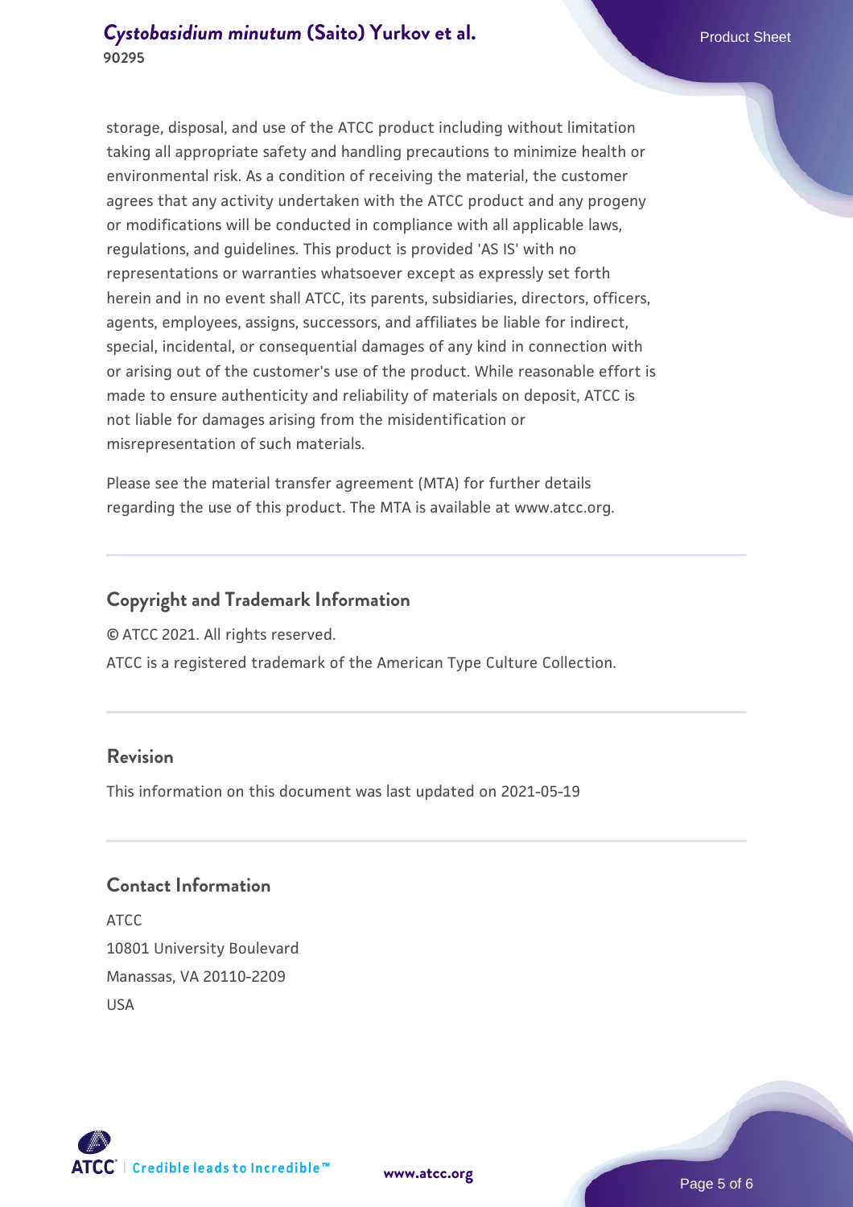storage, disposal, and use of the ATCC product including without limitation taking all appropriate safety and handling precautions to minimize health or environmental risk. As a condition of receiving the material, the customer agrees that any activity undertaken with the ATCC product and any progeny or modifications will be conducted in compliance with all applicable laws, regulations, and guidelines. This product is provided 'AS IS' with no representations or warranties whatsoever except as expressly set forth herein and in no event shall ATCC, its parents, subsidiaries, directors, officers, agents, employees, assigns, successors, and affiliates be liable for indirect, special, incidental, or consequential damages of any kind in connection with or arising out of the customer's use of the product. While reasonable effort is made to ensure authenticity and reliability of materials on deposit, ATCC is not liable for damages arising from the misidentification or misrepresentation of such materials.

Please see the material transfer agreement (MTA) for further details regarding the use of this product. The MTA is available at www.atcc.org.

## Copyright and Trademark Information

© ATCC 2021. All rights reserved.

ATCC is a registered trademark of the American Type Culture Collection.

## Revision

This information on this document was last updated on 2021-05-19

## Contact Information

ATCC
10801 University Boulevard
Manassas, VA 20110-2209
USA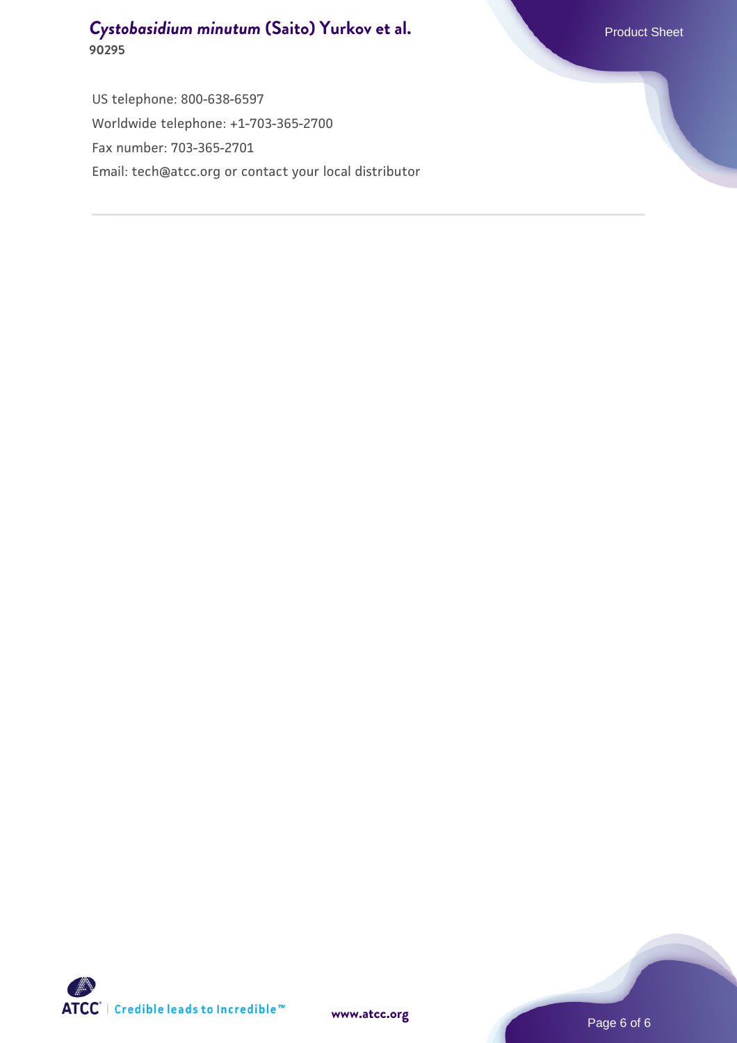US telephone: 800-638-6597

Worldwide telephone: +1-703-365-2700

Fax number: 703-365-2701

Email: tech@atcc.org or contact your local distributor